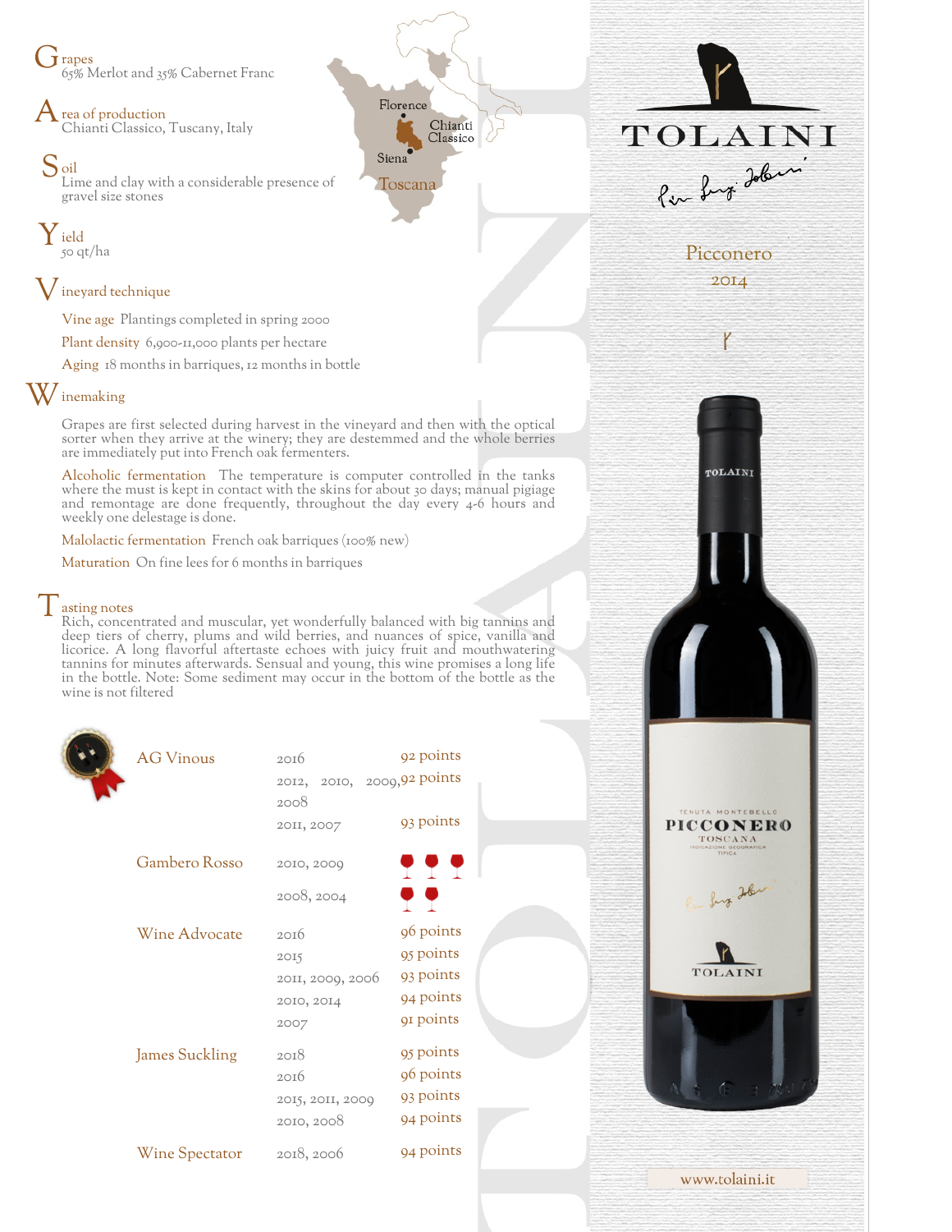# TOLAINI

## Picconero
2014

## Grapes
65% Merlot and 35% Cabernet Franc

## Area of production
Chianti Classico, Tuscany, Italy

## Soil
Lime and clay with a considerable presence of gravel size stones

## Yield
50 qt/ha

## Vineyard technique

**Vine age** Plantings completed in spring 2000

**Plant density** 6,900-11,000 plants per hectare

**Aging** 18 months in barriques, 12 months in bottle

## Winemaking

Grapes are first selected during harvest in the vineyard and then with the optical sorter when they arrive at the winery; they are destemmed and the whole berries are immediately put into French oak fermenters.

**Alcoholic fermentation** The temperature is computer controlled in the tanks where the must is kept in contact with the skins for about 30 days; manual pigiage and remontage are done frequently, throughout the day every 4-6 hours and weekly one delestage is done.

**Malolactic fermentation** French oak barriques (100% new)

**Maturation** On fine lees for 6 months in barriques

## Tasting notes
Rich, concentrated and muscular, yet wonderfully balanced with big tannins and deep tiers of cherry, plums and wild berries, and nuances of spice, vanilla and licorice. A long flavorful aftertaste echoes with juicy fruit and mouthwatering tannins for minutes afterwards. Sensual and young, this wine promises a long life in the bottle. Note: Some sediment may occur in the bottom of the bottle as the wine is not filtered

| | | |
|---|---|---|
| AG Vinous | 2016 | 92 points |
| | 2012, 2010, 2009, 2008 | 92 points |
| | 2011, 2007 | 93 points |
| Gambero Rosso | 2010, 2009 | 3 glasses |
| | 2008, 2004 | 2 glasses |
| Wine Advocate | 2016 | 96 points |
| | 2015 | 95 points |
| | 2011, 2009, 2006 | 93 points |
| | 2010, 2014 | 94 points |
| | 2007 | 91 points |
| James Suckling | 2018 | 95 points |
| | 2016 | 96 points |
| | 2015, 2011, 2009 | 93 points |
| | 2010, 2008 | 94 points |
| Wine Spectator | 2018, 2006 | 94 points |

www.tolaini.it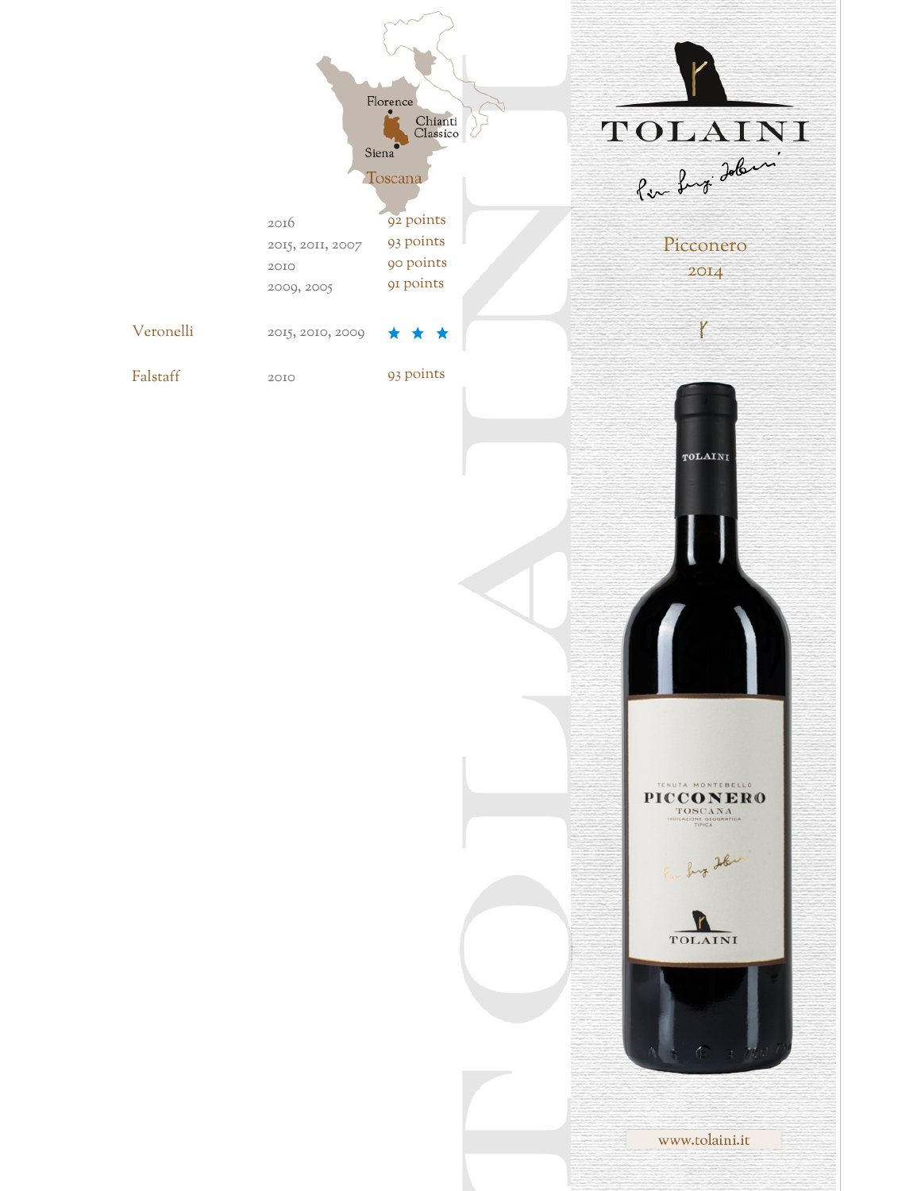Florence

Chianti Classico

Siena

Toscana

| | | |
|---|---|---|
| | 2016 | 92 points |
| | 2015, 2011, 2007 | 93 points |
| | 2010 | 90 points |
| | 2009, 2005 | 91 points |
| Veronelli | 2015, 2010, 2009 | ★ ★ ★ |
| Falstaff | 2010 | 93 points |

# TOLAINI

## Picconero
2014

TENUTA MONTEBELLO

PICCONERO

TOSCANA

INDICAZIONE GEOGRAFICA TIPICA

TOLAINI

www.tolaini.it